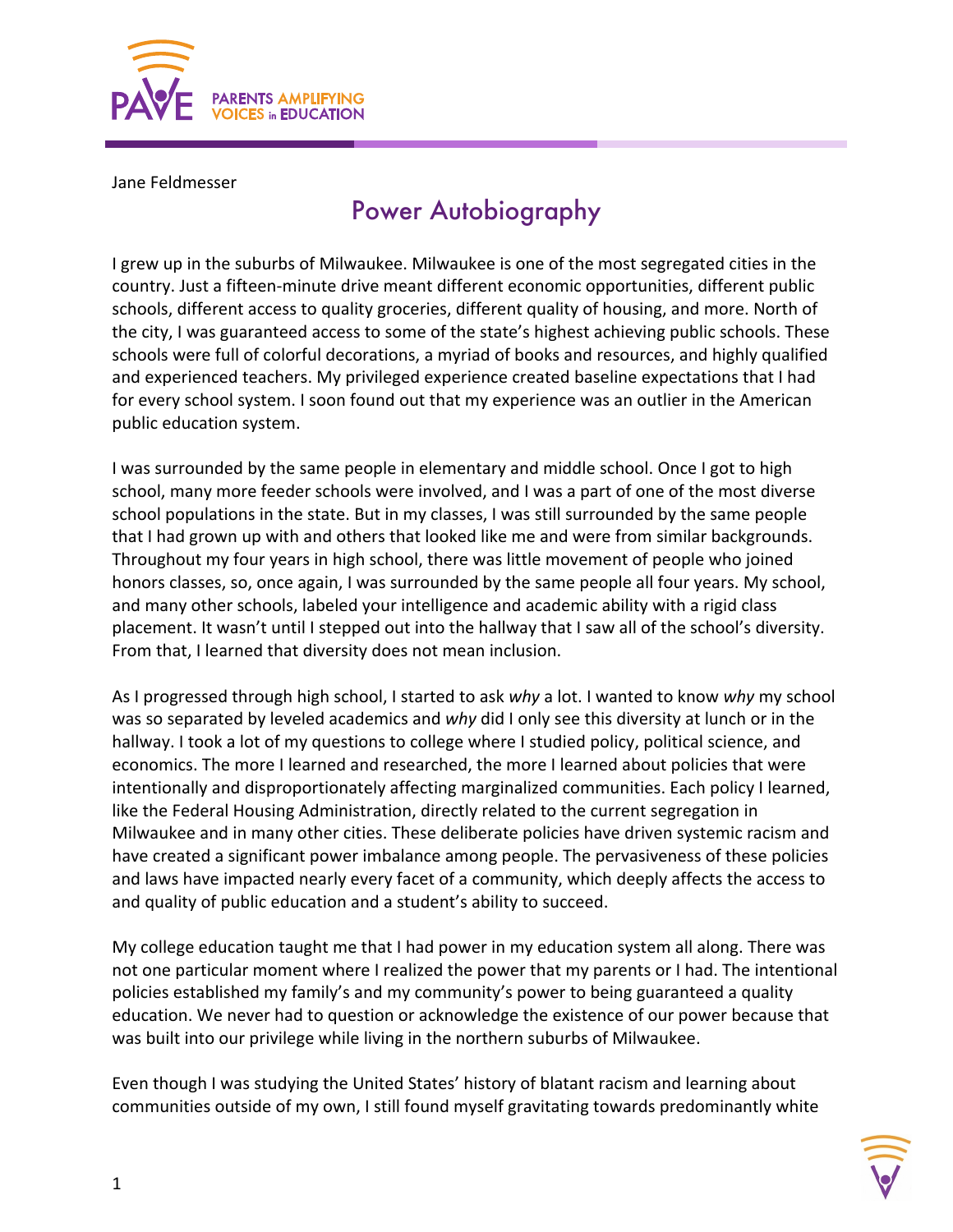Jane Feldmesser

# Power Autobiography

I grew up in the suburbs of Milwaukee. Milwaukee is one of the most segregated cities in the country. Just a fifteen-minute drive meant different economic opportunities, different public schools, different access to quality groceries, different quality of housing, and more. North of the city, I was guaranteed access to some of the state's highest achieving public schools. These schools were full of colorful decorations, a myriad of books and resources, and highly qualified and experienced teachers. My privileged experience created baseline expectations that I had for every school system. I soon found out that my experience was an outlier in the American public education system.

I was surrounded by the same people in elementary and middle school. Once I got to high school, many more feeder schools were involved, and I was a part of one of the most diverse school populations in the state. But in my classes, I was still surrounded by the same people that I had grown up with and others that looked like me and were from similar backgrounds. Throughout my four years in high school, there was little movement of people who joined honors classes, so, once again, I was surrounded by the same people all four years. My school, and many other schools, labeled your intelligence and academic ability with a rigid class placement. It wasn't until I stepped out into the hallway that I saw all of the school's diversity. From that, I learned that diversity does not mean inclusion.

As I progressed through high school, I started to ask *why* a lot. I wanted to know *why* my school was so separated by leveled academics and *why* did I only see this diversity at lunch or in the hallway. I took a lot of my questions to college where I studied policy, political science, and economics. The more I learned and researched, the more I learned about policies that were intentionally and disproportionately affecting marginalized communities. Each policy I learned, like the Federal Housing Administration, directly related to the current segregation in Milwaukee and in many other cities. These deliberate policies have driven systemic racism and have created a significant power imbalance among people. The pervasiveness of these policies and laws have impacted nearly every facet of a community, which deeply affects the access to and quality of public education and a student's ability to succeed.

My college education taught me that I had power in my education system all along. There was not one particular moment where I realized the power that my parents or I had. The intentional policies established my family's and my community's power to being guaranteed a quality education. We never had to question or acknowledge the existence of our power because that was built into our privilege while living in the northern suburbs of Milwaukee.

Even though I was studying the United States' history of blatant racism and learning about communities outside of my own, I still found myself gravitating towards predominantly white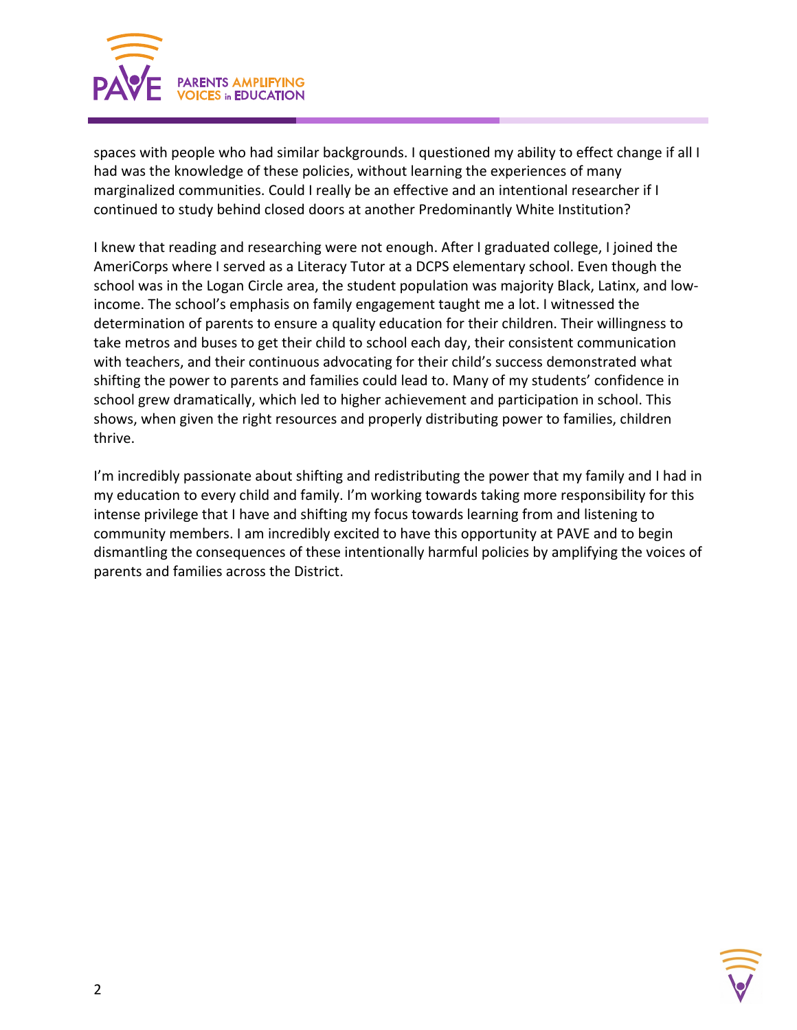spaces with people who had similar backgrounds. I questioned my ability to effect change if all I had was the knowledge of these policies, without learning the experiences of many marginalized communities. Could I really be an effective and an intentional researcher if I continued to study behind closed doors at another Predominantly White Institution?

I knew that reading and researching were not enough. After I graduated college, I joined the AmeriCorps where I served as a Literacy Tutor at a DCPS elementary school. Even though the school was in the Logan Circle area, the student population was majority Black, Latinx, and low-income. The school's emphasis on family engagement taught me a lot. I witnessed the determination of parents to ensure a quality education for their children. Their willingness to take metros and buses to get their child to school each day, their consistent communication with teachers, and their continuous advocating for their child's success demonstrated what shifting the power to parents and families could lead to. Many of my students' confidence in school grew dramatically, which led to higher achievement and participation in school. This shows, when given the right resources and properly distributing power to families, children thrive.

I'm incredibly passionate about shifting and redistributing the power that my family and I had in my education to every child and family. I'm working towards taking more responsibility for this intense privilege that I have and shifting my focus towards learning from and listening to community members. I am incredibly excited to have this opportunity at PAVE and to begin dismantling the consequences of these intentionally harmful policies by amplifying the voices of parents and families across the District.